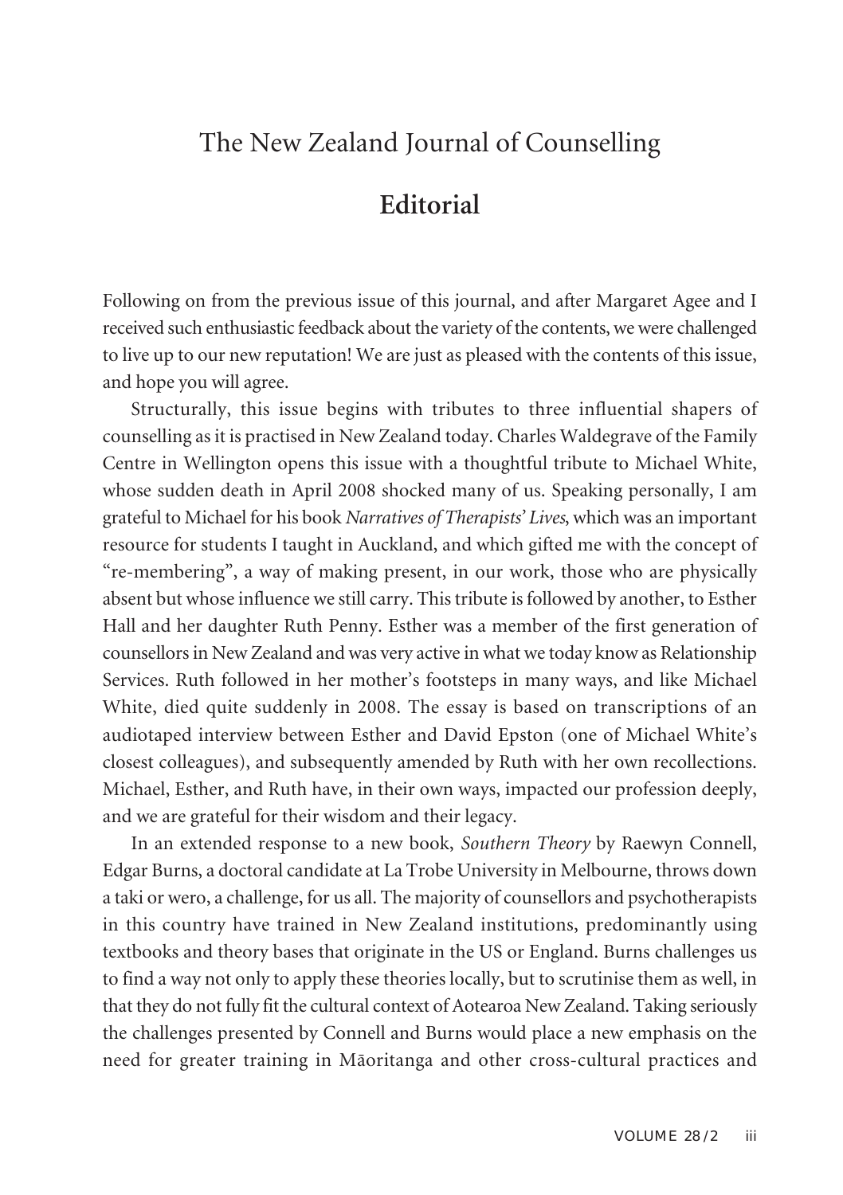# The New Zealand Journal of Counselling

## Editorial

Following on from the previous issue of this journal, and after Margaret Agee and I received such enthusiastic feedback about the variety of the contents, we were challenged to live up to our new reputation! We are just as pleased with the contents of this issue, and hope you will agree.

Structurally, this issue begins with tributes to three influential shapers of counselling as it is practised in New Zealand today. Charles Waldegrave of the Family Centre in Wellington opens this issue with a thoughtful tribute to Michael White, whose sudden death in April 2008 shocked many of us. Speaking personally, I am grateful to Michael for his book *Narratives of Therapists' Lives*, which was an important resource for students I taught in Auckland, and which gifted me with the concept of "re-membering", a way of making present, in our work, those who are physically absent but whose influence we still carry. This tribute is followed by another, to Esther Hall and her daughter Ruth Penny. Esther was a member of the first generation of counsellors in New Zealand and was very active in what we today know as Relationship Services. Ruth followed in her mother's footsteps in many ways, and like Michael White, died quite suddenly in 2008. The essay is based on transcriptions of an audiotaped interview between Esther and David Epston (one of Michael White's closest colleagues), and subsequently amended by Ruth with her own recollections. Michael, Esther, and Ruth have, in their own ways, impacted our profession deeply, and we are grateful for their wisdom and their legacy.

In an extended response to a new book, *Southern Theory* by Raewyn Connell, Edgar Burns, a doctoral candidate at La Trobe University in Melbourne, throws down a taki or wero, a challenge, for us all. The majority of counsellors and psychotherapists in this country have trained in New Zealand institutions, predominantly using textbooks and theory bases that originate in the US or England. Burns challenges us to find a way not only to apply these theories locally, but to scrutinise them as well, in that they do not fully fit the cultural context of Aotearoa New Zealand. Taking seriously the challenges presented by Connell and Burns would place a new emphasis on the need for greater training in Māoritanga and other cross-cultural practices and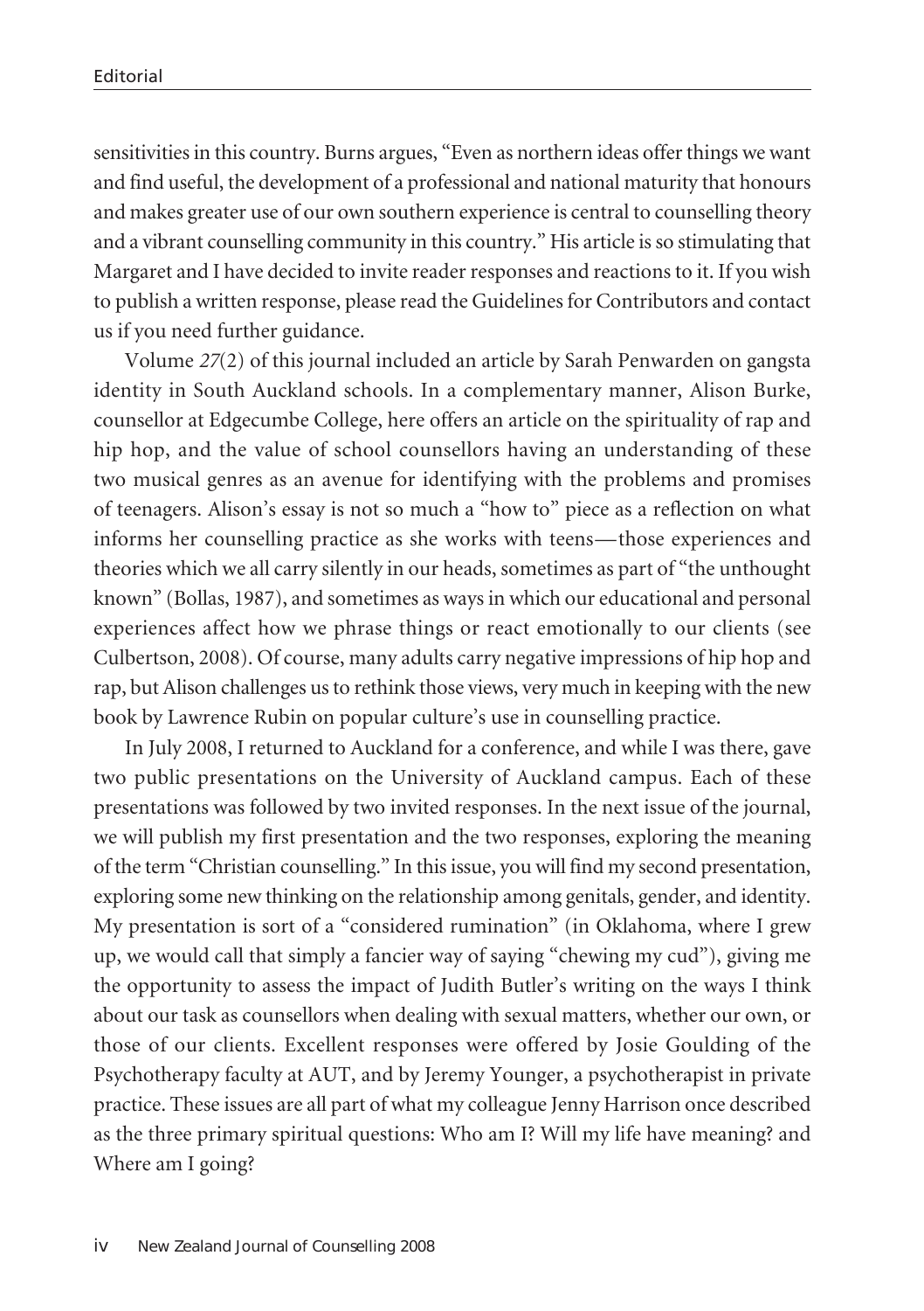sensitivities in this country. Burns argues, "Even as northern ideas offer things we want and find useful, the development of a professional and national maturity that honours and makes greater use of our own southern experience is central to counselling theory and a vibrant counselling community in this country." His article is so stimulating that Margaret and I have decided to invite reader responses and reactions to it. If you wish to publish a written response, please read the Guidelines for Contributors and contact us if you need further guidance.

Volume *27*(2) of this journal included an article by Sarah Penwarden on gangsta identity in South Auckland schools. In a complementary manner, Alison Burke, counsellor at Edgecumbe College, here offers an article on the spirituality of rap and hip hop, and the value of school counsellors having an understanding of these two musical genres as an avenue for identifying with the problems and promises of teenagers. Alison's essay is not so much a "how to" piece as a reflection on what informs her counselling practice as she works with teens—those experiences and theories which we all carry silently in our heads, sometimes as part of "the unthought known" (Bollas, 1987), and sometimes as ways in which our educational and personal experiences affect how we phrase things or react emotionally to our clients (see Culbertson, 2008). Of course, many adults carry negative impressions of hip hop and rap, but Alison challenges us to rethink those views, very much in keeping with the new book by Lawrence Rubin on popular culture's use in counselling practice.

In July 2008, I returned to Auckland for a conference, and while I was there, gave two public presentations on the University of Auckland campus. Each of these presentations was followed by two invited responses. In the next issue of the journal, we will publish my first presentation and the two responses, exploring the meaning of the term "Christian counselling." In this issue, you will find my second presentation, exploring some new thinking on the relationship among genitals, gender, and identity. My presentation is sort of a "considered rumination" (in Oklahoma, where I grew up, we would call that simply a fancier way of saying "chewing my cud"), giving me the opportunity to assess the impact of Judith Butler's writing on the ways I think about our task as counsellors when dealing with sexual matters, whether our own, or those of our clients. Excellent responses were offered by Josie Goulding of the Psychotherapy faculty at AUT, and by Jeremy Younger, a psychotherapist in private practice. These issues are all part of what my colleague Jenny Harrison once described as the three primary spiritual questions: Who am I? Will my life have meaning? and Where am I going?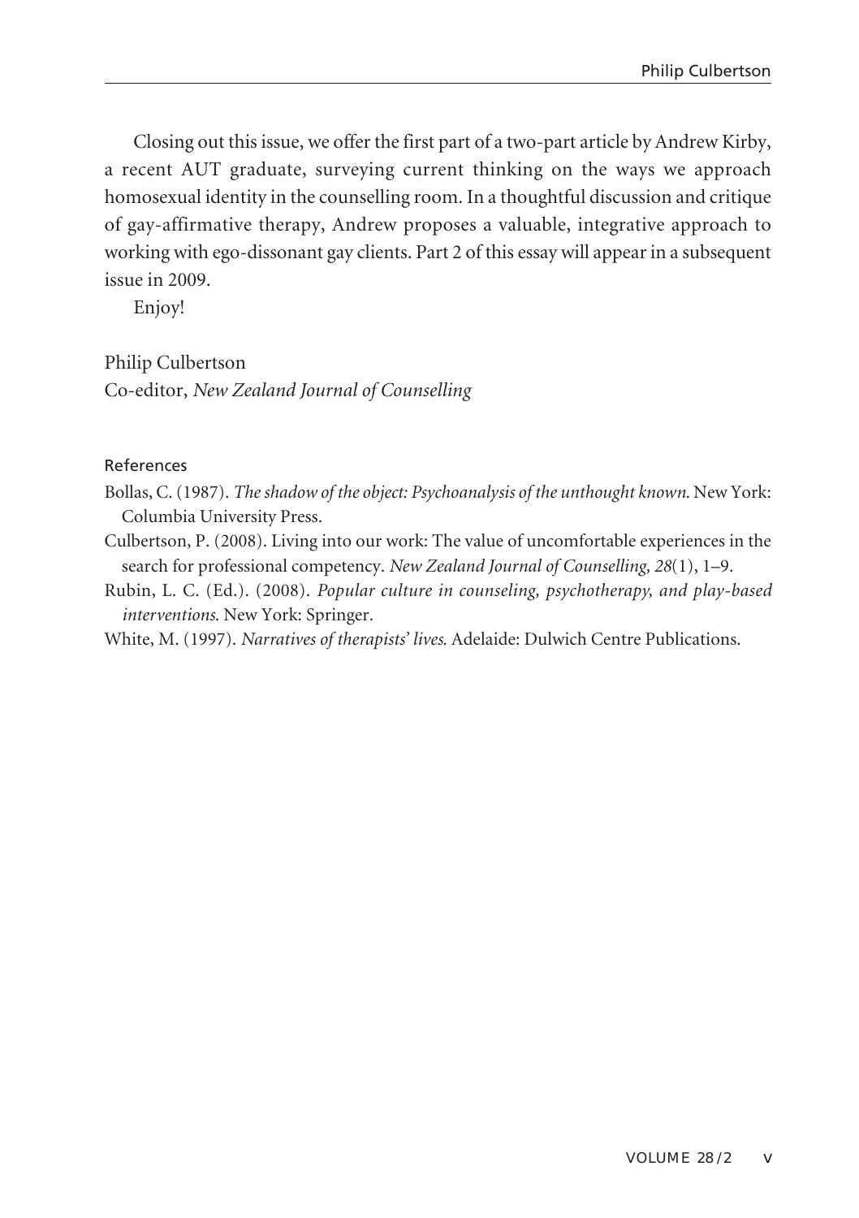Closing out this issue, we offer the first part of a two-part article by Andrew Kirby, a recent AUT graduate, surveying current thinking on the ways we approach homosexual identity in the counselling room. In a thoughtful discussion and critique of gay-affirmative therapy, Andrew proposes a valuable, integrative approach to working with ego-dissonant gay clients. Part 2 of this essay will appear in a subsequent issue in 2009.

Enjoy!

Philip Culbertson
Co-editor, *New Zealand Journal of Counselling*

### References

Bollas, C. (1987). *The shadow of the object: Psychoanalysis of the unthought known*. New York: Columbia University Press.

Culbertson, P. (2008). Living into our work: The value of uncomfortable experiences in the search for professional competency. *New Zealand Journal of Counselling*, *28*(1), 1–9.

Rubin, L. C. (Ed.). (2008). *Popular culture in counseling, psychotherapy, and play-based interventions*. New York: Springer.

White, M. (1997). *Narratives of therapists' lives*. Adelaide: Dulwich Centre Publications.